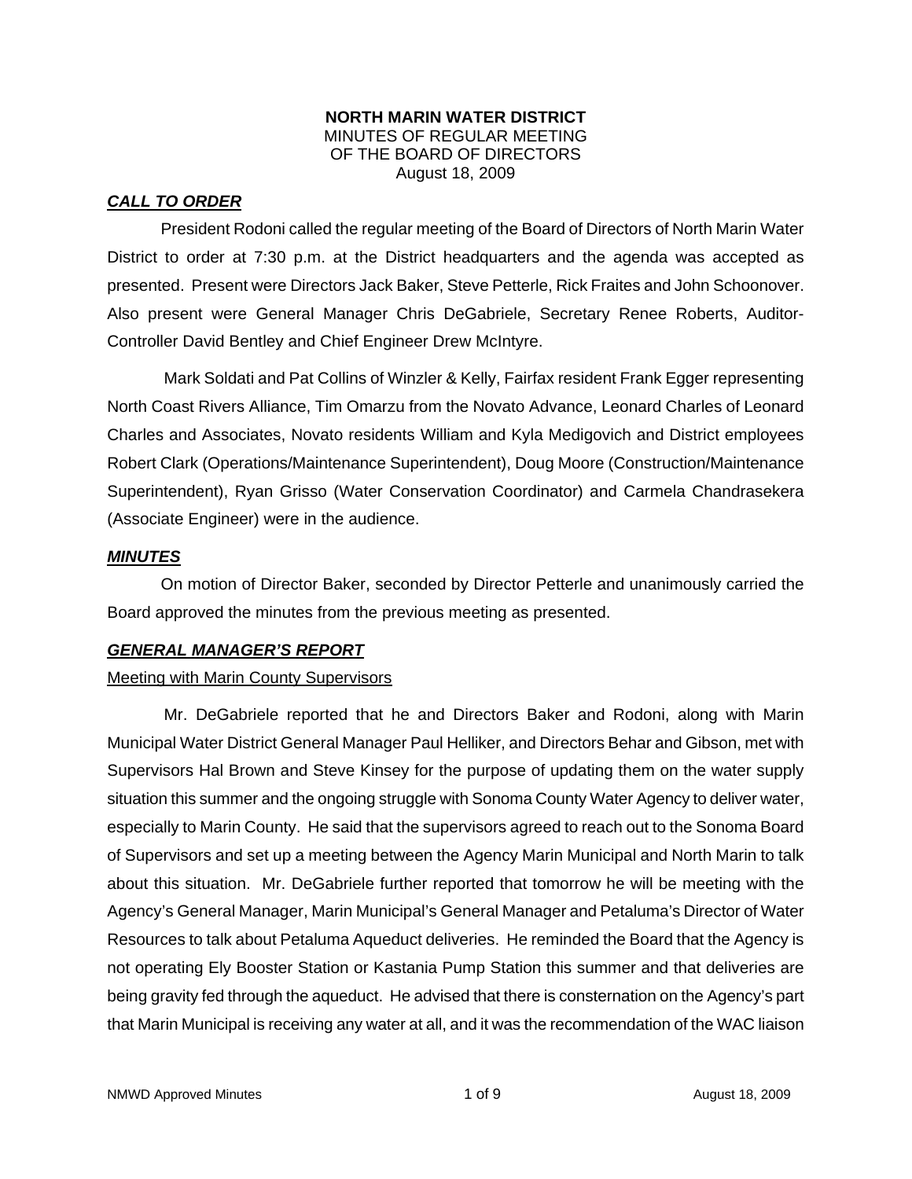**NORTH MARIN WATER DISTRICT**
MINUTES OF REGULAR MEETING
OF THE BOARD OF DIRECTORS
August 18, 2009

## ***CALL TO ORDER***

President Rodoni called the regular meeting of the Board of Directors of North Marin Water District to order at 7:30 p.m. at the District headquarters and the agenda was accepted as presented. Present were Directors Jack Baker, Steve Petterle, Rick Fraites and John Schoonover. Also present were General Manager Chris DeGabriele, Secretary Renee Roberts, Auditor-Controller David Bentley and Chief Engineer Drew McIntyre.

Mark Soldati and Pat Collins of Winzler & Kelly, Fairfax resident Frank Egger representing North Coast Rivers Alliance, Tim Omarzu from the Novato Advance, Leonard Charles of Leonard Charles and Associates, Novato residents William and Kyla Medigovich and District employees Robert Clark (Operations/Maintenance Superintendent), Doug Moore (Construction/Maintenance Superintendent), Ryan Grisso (Water Conservation Coordinator) and Carmela Chandrasekera (Associate Engineer) were in the audience.

## ***MINUTES***

On motion of Director Baker, seconded by Director Petterle and unanimously carried the Board approved the minutes from the previous meeting as presented.

## ***GENERAL MANAGER'S REPORT***

### Meeting with Marin County Supervisors

Mr. DeGabriele reported that he and Directors Baker and Rodoni, along with Marin Municipal Water District General Manager Paul Helliker, and Directors Behar and Gibson, met with Supervisors Hal Brown and Steve Kinsey for the purpose of updating them on the water supply situation this summer and the ongoing struggle with Sonoma County Water Agency to deliver water, especially to Marin County. He said that the supervisors agreed to reach out to the Sonoma Board of Supervisors and set up a meeting between the Agency Marin Municipal and North Marin to talk about this situation. Mr. DeGabriele further reported that tomorrow he will be meeting with the Agency's General Manager, Marin Municipal's General Manager and Petaluma's Director of Water Resources to talk about Petaluma Aqueduct deliveries. He reminded the Board that the Agency is not operating Ely Booster Station or Kastania Pump Station this summer and that deliveries are being gravity fed through the aqueduct. He advised that there is consternation on the Agency's part that Marin Municipal is receiving any water at all, and it was the recommendation of the WAC liaison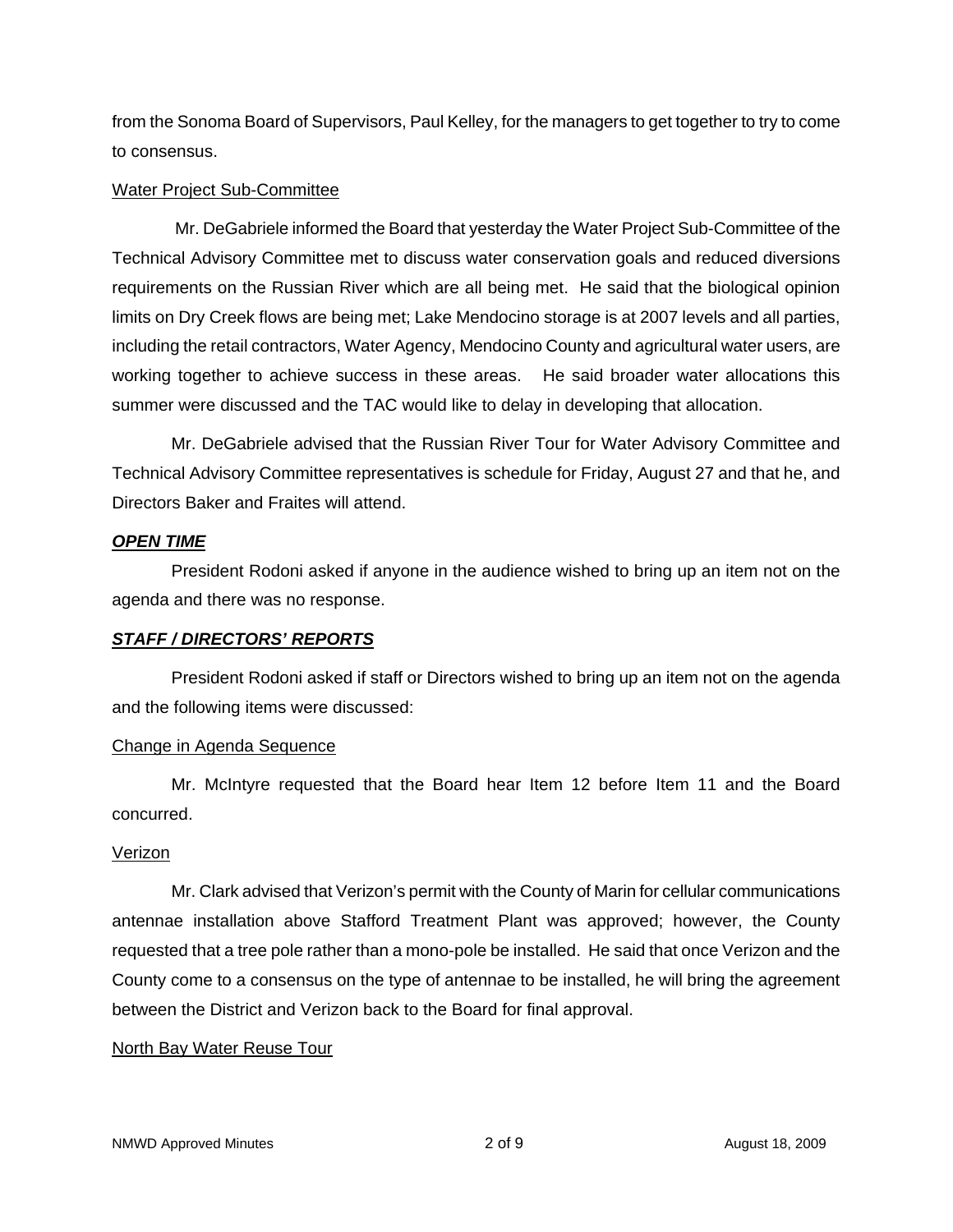from the Sonoma Board of Supervisors, Paul Kelley, for the managers to get together to try to come to consensus.

Water Project Sub-Committee

Mr. DeGabriele informed the Board that yesterday the Water Project Sub-Committee of the Technical Advisory Committee met to discuss water conservation goals and reduced diversions requirements on the Russian River which are all being met. He said that the biological opinion limits on Dry Creek flows are being met; Lake Mendocino storage is at 2007 levels and all parties, including the retail contractors, Water Agency, Mendocino County and agricultural water users, are working together to achieve success in these areas. He said broader water allocations this summer were discussed and the TAC would like to delay in developing that allocation.

Mr. DeGabriele advised that the Russian River Tour for Water Advisory Committee and Technical Advisory Committee representatives is schedule for Friday, August 27 and that he, and Directors Baker and Fraites will attend.

***OPEN TIME***

President Rodoni asked if anyone in the audience wished to bring up an item not on the agenda and there was no response.

***STAFF / DIRECTORS' REPORTS***

President Rodoni asked if staff or Directors wished to bring up an item not on the agenda and the following items were discussed:

Change in Agenda Sequence

Mr. McIntyre requested that the Board hear Item 12 before Item 11 and the Board concurred.

Verizon

Mr. Clark advised that Verizon's permit with the County of Marin for cellular communications antennae installation above Stafford Treatment Plant was approved; however, the County requested that a tree pole rather than a mono-pole be installed. He said that once Verizon and the County come to a consensus on the type of antennae to be installed, he will bring the agreement between the District and Verizon back to the Board for final approval.

North Bay Water Reuse Tour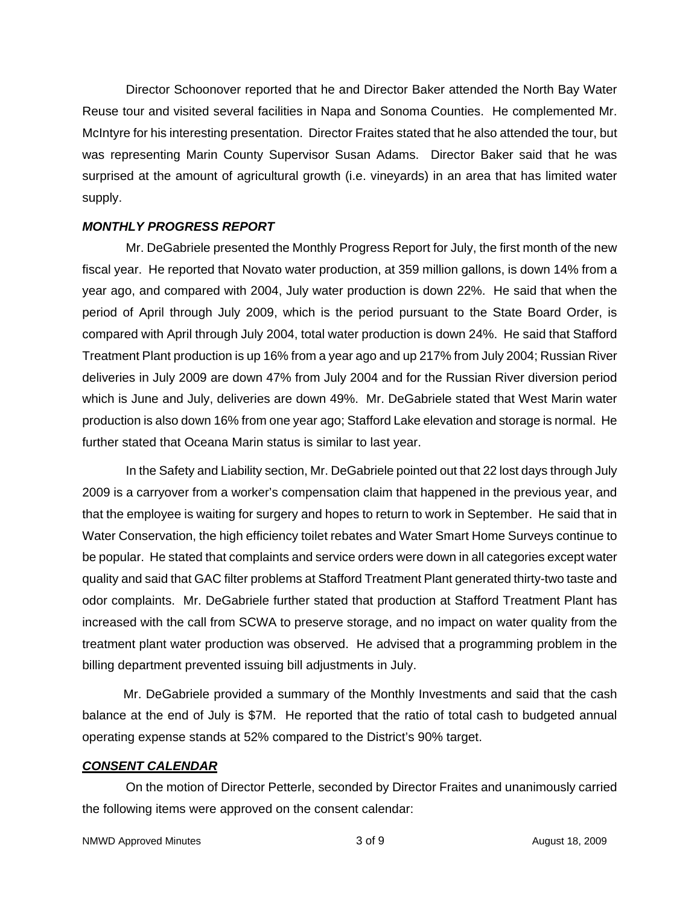Director Schoonover reported that he and Director Baker attended the North Bay Water Reuse tour and visited several facilities in Napa and Sonoma Counties. He complemented Mr. McIntyre for his interesting presentation. Director Fraites stated that he also attended the tour, but was representing Marin County Supervisor Susan Adams. Director Baker said that he was surprised at the amount of agricultural growth (i.e. vineyards) in an area that has limited water supply.

***MONTHLY PROGRESS REPORT***

Mr. DeGabriele presented the Monthly Progress Report for July, the first month of the new fiscal year. He reported that Novato water production, at 359 million gallons, is down 14% from a year ago, and compared with 2004, July water production is down 22%. He said that when the period of April through July 2009, which is the period pursuant to the State Board Order, is compared with April through July 2004, total water production is down 24%. He said that Stafford Treatment Plant production is up 16% from a year ago and up 217% from July 2004; Russian River deliveries in July 2009 are down 47% from July 2004 and for the Russian River diversion period which is June and July, deliveries are down 49%. Mr. DeGabriele stated that West Marin water production is also down 16% from one year ago; Stafford Lake elevation and storage is normal. He further stated that Oceana Marin status is similar to last year.

In the Safety and Liability section, Mr. DeGabriele pointed out that 22 lost days through July 2009 is a carryover from a worker's compensation claim that happened in the previous year, and that the employee is waiting for surgery and hopes to return to work in September. He said that in Water Conservation, the high efficiency toilet rebates and Water Smart Home Surveys continue to be popular. He stated that complaints and service orders were down in all categories except water quality and said that GAC filter problems at Stafford Treatment Plant generated thirty-two taste and odor complaints. Mr. DeGabriele further stated that production at Stafford Treatment Plant has increased with the call from SCWA to preserve storage, and no impact on water quality from the treatment plant water production was observed. He advised that a programming problem in the billing department prevented issuing bill adjustments in July.

Mr. DeGabriele provided a summary of the Monthly Investments and said that the cash balance at the end of July is $7M. He reported that the ratio of total cash to budgeted annual operating expense stands at 52% compared to the District's 90% target.

***CONSENT CALENDAR***

On the motion of Director Petterle, seconded by Director Fraites and unanimously carried the following items were approved on the consent calendar: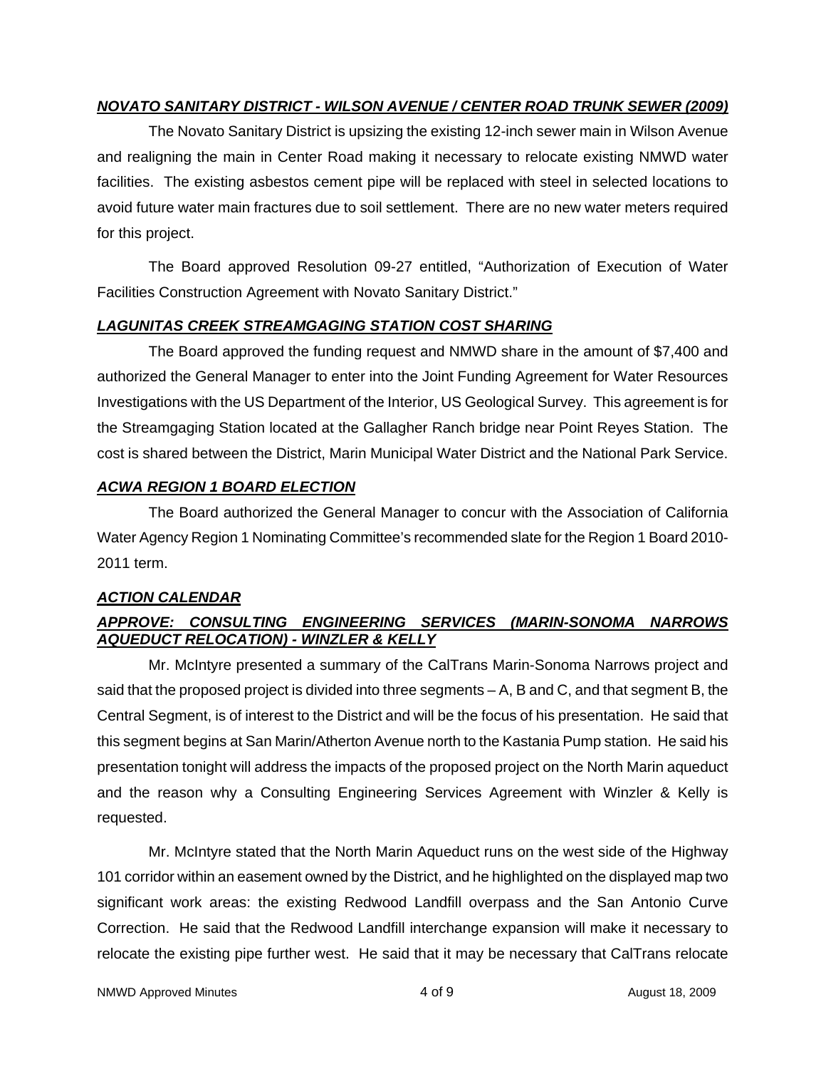***NOVATO SANITARY DISTRICT - WILSON AVENUE / CENTER ROAD TRUNK SEWER (2009)***

The Novato Sanitary District is upsizing the existing 12-inch sewer main in Wilson Avenue and realigning the main in Center Road making it necessary to relocate existing NMWD water facilities. The existing asbestos cement pipe will be replaced with steel in selected locations to avoid future water main fractures due to soil settlement. There are no new water meters required for this project.

The Board approved Resolution 09-27 entitled, "Authorization of Execution of Water Facilities Construction Agreement with Novato Sanitary District."

***LAGUNITAS CREEK STREAMGAGING STATION COST SHARING***

The Board approved the funding request and NMWD share in the amount of $7,400 and authorized the General Manager to enter into the Joint Funding Agreement for Water Resources Investigations with the US Department of the Interior, US Geological Survey. This agreement is for the Streamgaging Station located at the Gallagher Ranch bridge near Point Reyes Station. The cost is shared between the District, Marin Municipal Water District and the National Park Service.

***ACWA REGION 1 BOARD ELECTION***

The Board authorized the General Manager to concur with the Association of California Water Agency Region 1 Nominating Committee's recommended slate for the Region 1 Board 2010-2011 term.

***ACTION CALENDAR***

***APPROVE: CONSULTING ENGINEERING SERVICES (MARIN-SONOMA NARROWS AQUEDUCT RELOCATION) - WINZLER & KELLY***

Mr. McIntyre presented a summary of the CalTrans Marin-Sonoma Narrows project and said that the proposed project is divided into three segments – A, B and C, and that segment B, the Central Segment, is of interest to the District and will be the focus of his presentation. He said that this segment begins at San Marin/Atherton Avenue north to the Kastania Pump station. He said his presentation tonight will address the impacts of the proposed project on the North Marin aqueduct and the reason why a Consulting Engineering Services Agreement with Winzler & Kelly is requested.

Mr. McIntyre stated that the North Marin Aqueduct runs on the west side of the Highway 101 corridor within an easement owned by the District, and he highlighted on the displayed map two significant work areas: the existing Redwood Landfill overpass and the San Antonio Curve Correction. He said that the Redwood Landfill interchange expansion will make it necessary to relocate the existing pipe further west. He said that it may be necessary that CalTrans relocate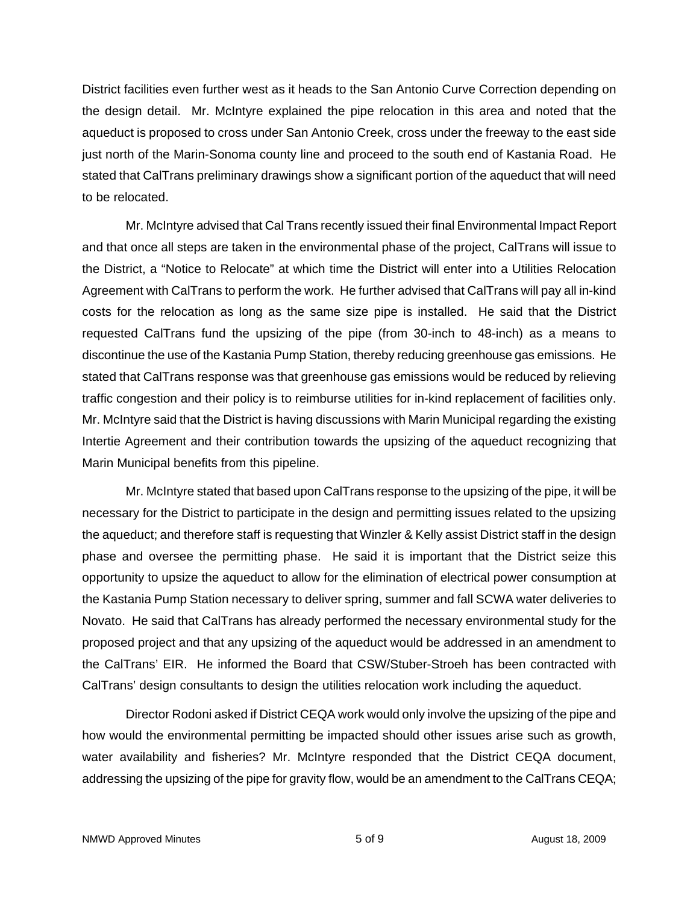District facilities even further west as it heads to the San Antonio Curve Correction depending on the design detail. Mr. McIntyre explained the pipe relocation in this area and noted that the aqueduct is proposed to cross under San Antonio Creek, cross under the freeway to the east side just north of the Marin-Sonoma county line and proceed to the south end of Kastania Road. He stated that CalTrans preliminary drawings show a significant portion of the aqueduct that will need to be relocated.

Mr. McIntyre advised that Cal Trans recently issued their final Environmental Impact Report and that once all steps are taken in the environmental phase of the project, CalTrans will issue to the District, a "Notice to Relocate" at which time the District will enter into a Utilities Relocation Agreement with CalTrans to perform the work. He further advised that CalTrans will pay all in-kind costs for the relocation as long as the same size pipe is installed. He said that the District requested CalTrans fund the upsizing of the pipe (from 30-inch to 48-inch) as a means to discontinue the use of the Kastania Pump Station, thereby reducing greenhouse gas emissions. He stated that CalTrans response was that greenhouse gas emissions would be reduced by relieving traffic congestion and their policy is to reimburse utilities for in-kind replacement of facilities only. Mr. McIntyre said that the District is having discussions with Marin Municipal regarding the existing Intertie Agreement and their contribution towards the upsizing of the aqueduct recognizing that Marin Municipal benefits from this pipeline.

Mr. McIntyre stated that based upon CalTrans response to the upsizing of the pipe, it will be necessary for the District to participate in the design and permitting issues related to the upsizing the aqueduct; and therefore staff is requesting that Winzler & Kelly assist District staff in the design phase and oversee the permitting phase. He said it is important that the District seize this opportunity to upsize the aqueduct to allow for the elimination of electrical power consumption at the Kastania Pump Station necessary to deliver spring, summer and fall SCWA water deliveries to Novato. He said that CalTrans has already performed the necessary environmental study for the proposed project and that any upsizing of the aqueduct would be addressed in an amendment to the CalTrans' EIR. He informed the Board that CSW/Stuber-Stroeh has been contracted with CalTrans' design consultants to design the utilities relocation work including the aqueduct.

Director Rodoni asked if District CEQA work would only involve the upsizing of the pipe and how would the environmental permitting be impacted should other issues arise such as growth, water availability and fisheries? Mr. McIntyre responded that the District CEQA document, addressing the upsizing of the pipe for gravity flow, would be an amendment to the CalTrans CEQA;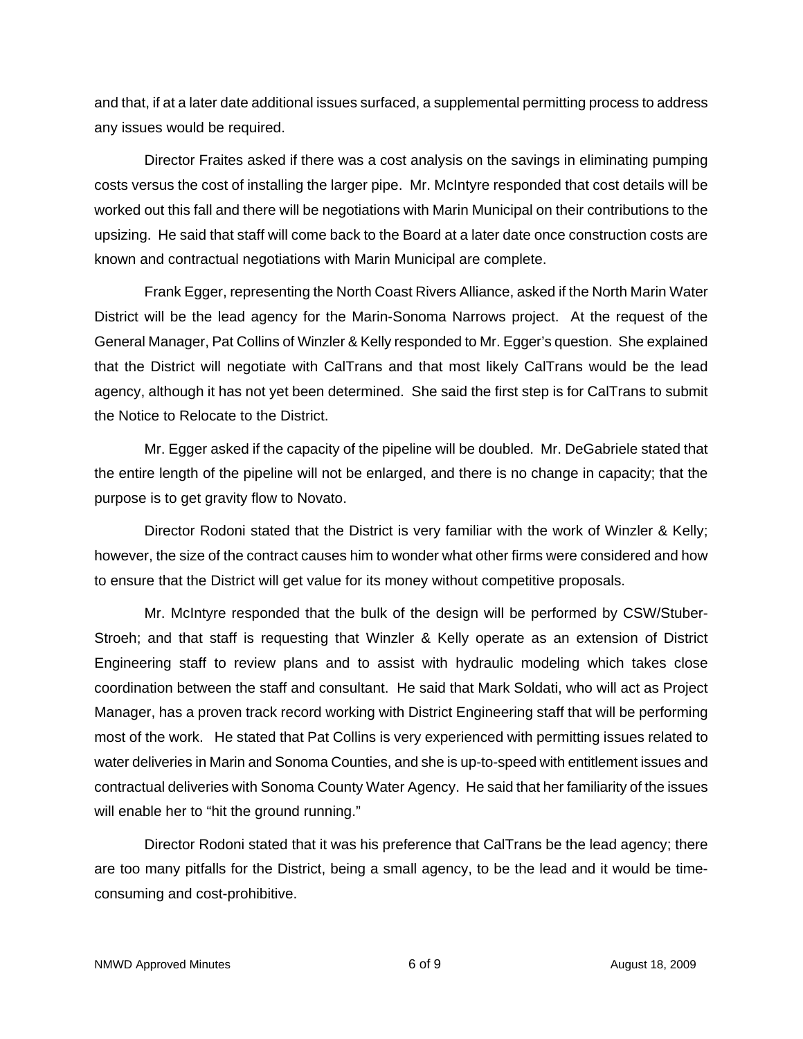and that, if at a later date additional issues surfaced, a supplemental permitting process to address any issues would be required.

Director Fraites asked if there was a cost analysis on the savings in eliminating pumping costs versus the cost of installing the larger pipe. Mr. McIntyre responded that cost details will be worked out this fall and there will be negotiations with Marin Municipal on their contributions to the upsizing. He said that staff will come back to the Board at a later date once construction costs are known and contractual negotiations with Marin Municipal are complete.

Frank Egger, representing the North Coast Rivers Alliance, asked if the North Marin Water District will be the lead agency for the Marin-Sonoma Narrows project. At the request of the General Manager, Pat Collins of Winzler & Kelly responded to Mr. Egger's question. She explained that the District will negotiate with CalTrans and that most likely CalTrans would be the lead agency, although it has not yet been determined. She said the first step is for CalTrans to submit the Notice to Relocate to the District.

Mr. Egger asked if the capacity of the pipeline will be doubled. Mr. DeGabriele stated that the entire length of the pipeline will not be enlarged, and there is no change in capacity; that the purpose is to get gravity flow to Novato.

Director Rodoni stated that the District is very familiar with the work of Winzler & Kelly; however, the size of the contract causes him to wonder what other firms were considered and how to ensure that the District will get value for its money without competitive proposals.

Mr. McIntyre responded that the bulk of the design will be performed by CSW/Stuber-Stroeh; and that staff is requesting that Winzler & Kelly operate as an extension of District Engineering staff to review plans and to assist with hydraulic modeling which takes close coordination between the staff and consultant. He said that Mark Soldati, who will act as Project Manager, has a proven track record working with District Engineering staff that will be performing most of the work. He stated that Pat Collins is very experienced with permitting issues related to water deliveries in Marin and Sonoma Counties, and she is up-to-speed with entitlement issues and contractual deliveries with Sonoma County Water Agency. He said that her familiarity of the issues will enable her to "hit the ground running."

Director Rodoni stated that it was his preference that CalTrans be the lead agency; there are too many pitfalls for the District, being a small agency, to be the lead and it would be time-consuming and cost-prohibitive.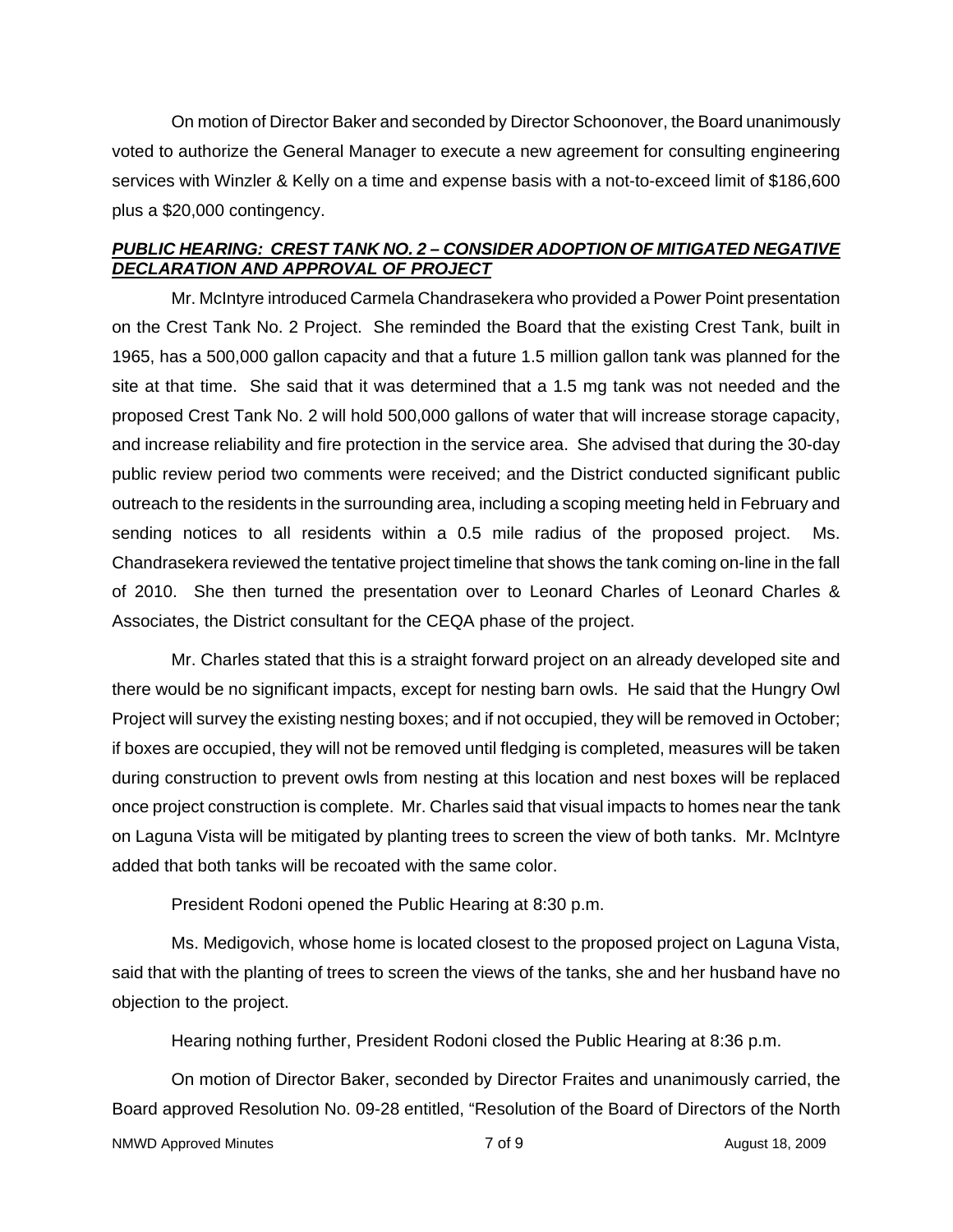On motion of Director Baker and seconded by Director Schoonover, the Board unanimously voted to authorize the General Manager to execute a new agreement for consulting engineering services with Winzler & Kelly on a time and expense basis with a not-to-exceed limit of $186,600 plus a $20,000 contingency.

***PUBLIC HEARING: CREST TANK NO. 2 – CONSIDER ADOPTION OF MITIGATED NEGATIVE DECLARATION AND APPROVAL OF PROJECT***

Mr. McIntyre introduced Carmela Chandrasekera who provided a Power Point presentation on the Crest Tank No. 2 Project. She reminded the Board that the existing Crest Tank, built in 1965, has a 500,000 gallon capacity and that a future 1.5 million gallon tank was planned for the site at that time. She said that it was determined that a 1.5 mg tank was not needed and the proposed Crest Tank No. 2 will hold 500,000 gallons of water that will increase storage capacity, and increase reliability and fire protection in the service area. She advised that during the 30-day public review period two comments were received; and the District conducted significant public outreach to the residents in the surrounding area, including a scoping meeting held in February and sending notices to all residents within a 0.5 mile radius of the proposed project. Ms. Chandrasekera reviewed the tentative project timeline that shows the tank coming on-line in the fall of 2010. She then turned the presentation over to Leonard Charles of Leonard Charles & Associates, the District consultant for the CEQA phase of the project.

Mr. Charles stated that this is a straight forward project on an already developed site and there would be no significant impacts, except for nesting barn owls. He said that the Hungry Owl Project will survey the existing nesting boxes; and if not occupied, they will be removed in October; if boxes are occupied, they will not be removed until fledging is completed, measures will be taken during construction to prevent owls from nesting at this location and nest boxes will be replaced once project construction is complete. Mr. Charles said that visual impacts to homes near the tank on Laguna Vista will be mitigated by planting trees to screen the view of both tanks. Mr. McIntyre added that both tanks will be recoated with the same color.

President Rodoni opened the Public Hearing at 8:30 p.m.

Ms. Medigovich, whose home is located closest to the proposed project on Laguna Vista, said that with the planting of trees to screen the views of the tanks, she and her husband have no objection to the project.

Hearing nothing further, President Rodoni closed the Public Hearing at 8:36 p.m.

On motion of Director Baker, seconded by Director Fraites and unanimously carried, the Board approved Resolution No. 09-28 entitled, "Resolution of the Board of Directors of the North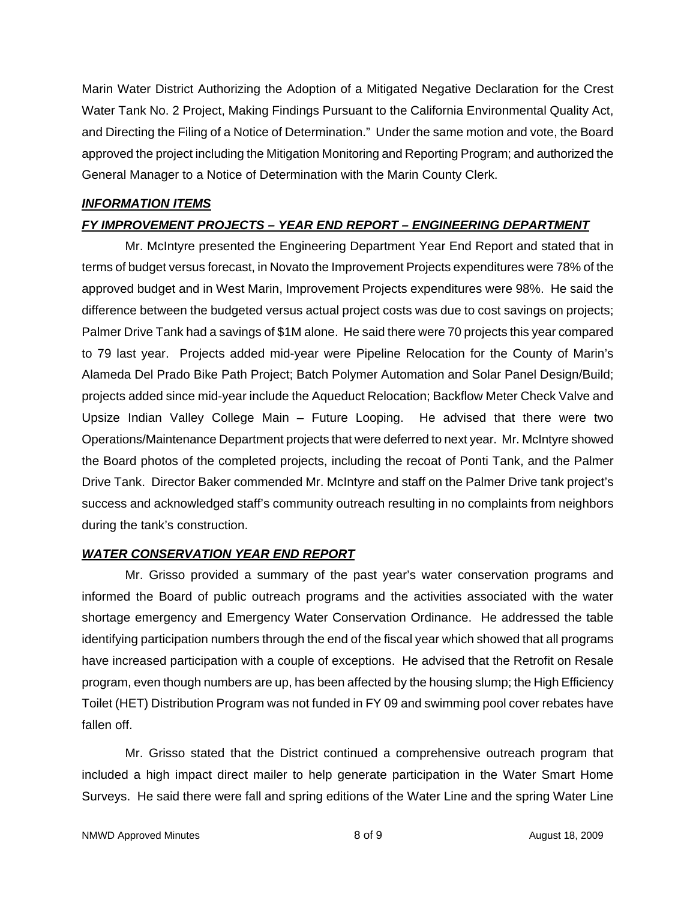Marin Water District Authorizing the Adoption of a Mitigated Negative Declaration for the Crest Water Tank No. 2 Project, Making Findings Pursuant to the California Environmental Quality Act, and Directing the Filing of a Notice of Determination." Under the same motion and vote, the Board approved the project including the Mitigation Monitoring and Reporting Program; and authorized the General Manager to a Notice of Determination with the Marin County Clerk.

***INFORMATION ITEMS***

***FY IMPROVEMENT PROJECTS – YEAR END REPORT – ENGINEERING DEPARTMENT***

Mr. McIntyre presented the Engineering Department Year End Report and stated that in terms of budget versus forecast, in Novato the Improvement Projects expenditures were 78% of the approved budget and in West Marin, Improvement Projects expenditures were 98%. He said the difference between the budgeted versus actual project costs was due to cost savings on projects; Palmer Drive Tank had a savings of $1M alone. He said there were 70 projects this year compared to 79 last year. Projects added mid-year were Pipeline Relocation for the County of Marin's Alameda Del Prado Bike Path Project; Batch Polymer Automation and Solar Panel Design/Build; projects added since mid-year include the Aqueduct Relocation; Backflow Meter Check Valve and Upsize Indian Valley College Main – Future Looping. He advised that there were two Operations/Maintenance Department projects that were deferred to next year. Mr. McIntyre showed the Board photos of the completed projects, including the recoat of Ponti Tank, and the Palmer Drive Tank. Director Baker commended Mr. McIntyre and staff on the Palmer Drive tank project's success and acknowledged staff's community outreach resulting in no complaints from neighbors during the tank's construction.

***WATER CONSERVATION YEAR END REPORT***

Mr. Grisso provided a summary of the past year's water conservation programs and informed the Board of public outreach programs and the activities associated with the water shortage emergency and Emergency Water Conservation Ordinance. He addressed the table identifying participation numbers through the end of the fiscal year which showed that all programs have increased participation with a couple of exceptions. He advised that the Retrofit on Resale program, even though numbers are up, has been affected by the housing slump; the High Efficiency Toilet (HET) Distribution Program was not funded in FY 09 and swimming pool cover rebates have fallen off.

Mr. Grisso stated that the District continued a comprehensive outreach program that included a high impact direct mailer to help generate participation in the Water Smart Home Surveys. He said there were fall and spring editions of the Water Line and the spring Water Line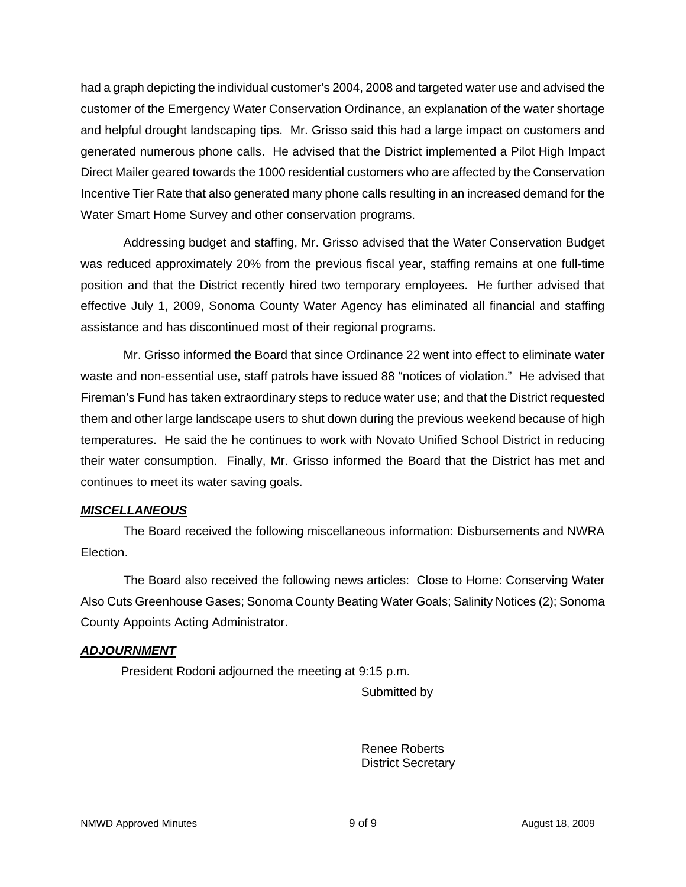had a graph depicting the individual customer's 2004, 2008 and targeted water use and advised the customer of the Emergency Water Conservation Ordinance, an explanation of the water shortage and helpful drought landscaping tips. Mr. Grisso said this had a large impact on customers and generated numerous phone calls. He advised that the District implemented a Pilot High Impact Direct Mailer geared towards the 1000 residential customers who are affected by the Conservation Incentive Tier Rate that also generated many phone calls resulting in an increased demand for the Water Smart Home Survey and other conservation programs.

Addressing budget and staffing, Mr. Grisso advised that the Water Conservation Budget was reduced approximately 20% from the previous fiscal year, staffing remains at one full-time position and that the District recently hired two temporary employees. He further advised that effective July 1, 2009, Sonoma County Water Agency has eliminated all financial and staffing assistance and has discontinued most of their regional programs.

Mr. Grisso informed the Board that since Ordinance 22 went into effect to eliminate water waste and non-essential use, staff patrols have issued 88 "notices of violation." He advised that Fireman's Fund has taken extraordinary steps to reduce water use; and that the District requested them and other large landscape users to shut down during the previous weekend because of high temperatures. He said the he continues to work with Novato Unified School District in reducing their water consumption. Finally, Mr. Grisso informed the Board that the District has met and continues to meet its water saving goals.

***MISCELLANEOUS***

The Board received the following miscellaneous information: Disbursements and NWRA Election.

The Board also received the following news articles: Close to Home: Conserving Water Also Cuts Greenhouse Gases; Sonoma County Beating Water Goals; Salinity Notices (2); Sonoma County Appoints Acting Administrator.

***ADJOURNMENT***

President Rodoni adjourned the meeting at 9:15 p.m.

Submitted by

Renee Roberts
District Secretary